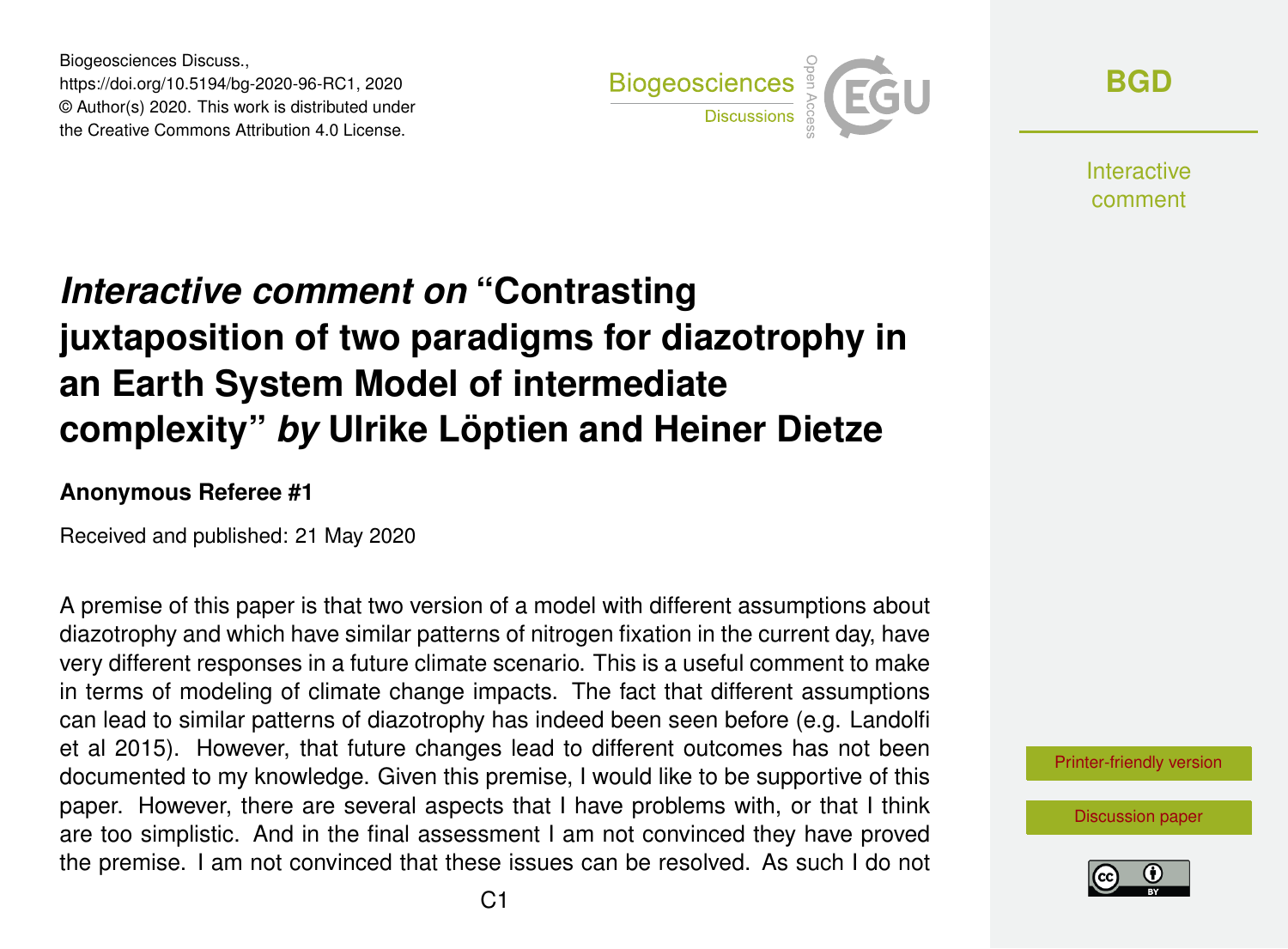Biogeosciences Discuss.,
https://doi.org/10.5194/bg-2020-96-RC1, 2020
© Author(s) 2020. This work is distributed under the Creative Commons Attribution 4.0 License.

# *Interactive comment on* "Contrasting juxtaposition of two paradigms for diazotrophy in an Earth System Model of intermediate complexity" *by* Ulrike Löptien and Heiner Dietze

**Anonymous Referee #1**

Received and published: 21 May 2020

A premise of this paper is that two version of a model with different assumptions about diazotrophy and which have similar patterns of nitrogen fixation in the current day, have very different responses in a future climate scenario. This is a useful comment to make in terms of modeling of climate change impacts. The fact that different assumptions can lead to similar patterns of diazotrophy has indeed been seen before (e.g. Landolfi et al 2015). However, that future changes lead to different outcomes has not been documented to my knowledge. Given this premise, I would like to be supportive of this paper. However, there are several aspects that I have problems with, or that I think are too simplistic. And in the final assessment I am not convinced they have proved the premise. I am not convinced that these issues can be resolved. As such I do not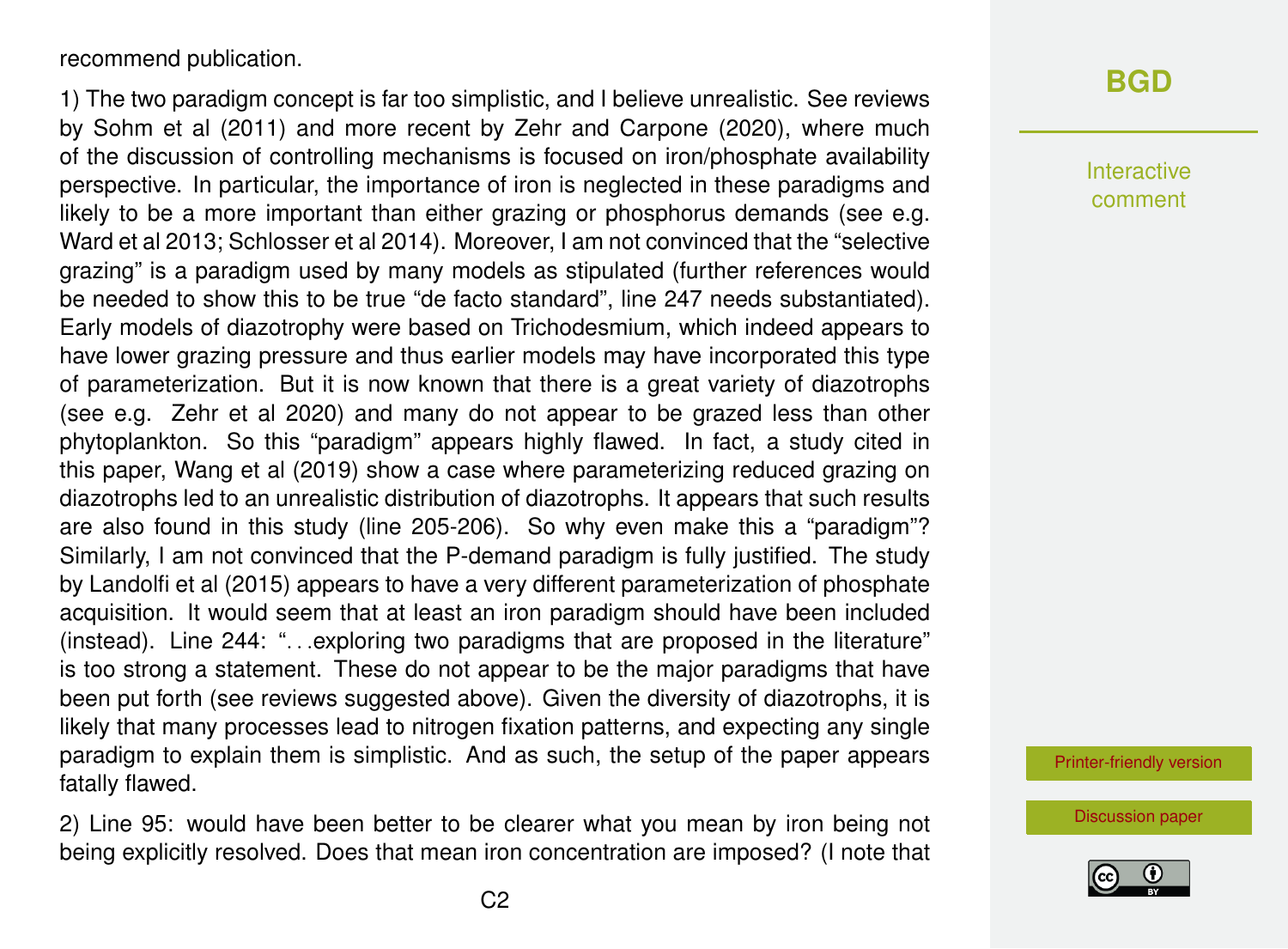recommend publication.

1) The two paradigm concept is far too simplistic, and I believe unrealistic. See reviews by Sohm et al (2011) and more recent by Zehr and Carpone (2020), where much of the discussion of controlling mechanisms is focused on iron/phosphate availability perspective. In particular, the importance of iron is neglected in these paradigms and likely to be a more important than either grazing or phosphorus demands (see e.g. Ward et al 2013; Schlosser et al 2014). Moreover, I am not convinced that the "selective grazing" is a paradigm used by many models as stipulated (further references would be needed to show this to be true "de facto standard", line 247 needs substantiated). Early models of diazotrophy were based on Trichodesmium, which indeed appears to have lower grazing pressure and thus earlier models may have incorporated this type of parameterization. But it is now known that there is a great variety of diazotrophs (see e.g. Zehr et al 2020) and many do not appear to be grazed less than other phytoplankton. So this "paradigm" appears highly flawed. In fact, a study cited in this paper, Wang et al (2019) show a case where parameterizing reduced grazing on diazotrophs led to an unrealistic distribution of diazotrophs. It appears that such results are also found in this study (line 205-206). So why even make this a "paradigm"? Similarly, I am not convinced that the P-demand paradigm is fully justified. The study by Landolfi et al (2015) appears to have a very different parameterization of phosphate acquisition. It would seem that at least an iron paradigm should have been included (instead). Line 244: "…exploring two paradigms that are proposed in the literature" is too strong a statement. These do not appear to be the major paradigms that have been put forth (see reviews suggested above). Given the diversity of diazotrophs, it is likely that many processes lead to nitrogen fixation patterns, and expecting any single paradigm to explain them is simplistic. And as such, the setup of the paper appears fatally flawed.

2) Line 95: would have been better to be clearer what you mean by iron being not being explicitly resolved. Does that mean iron concentration are imposed? (I note that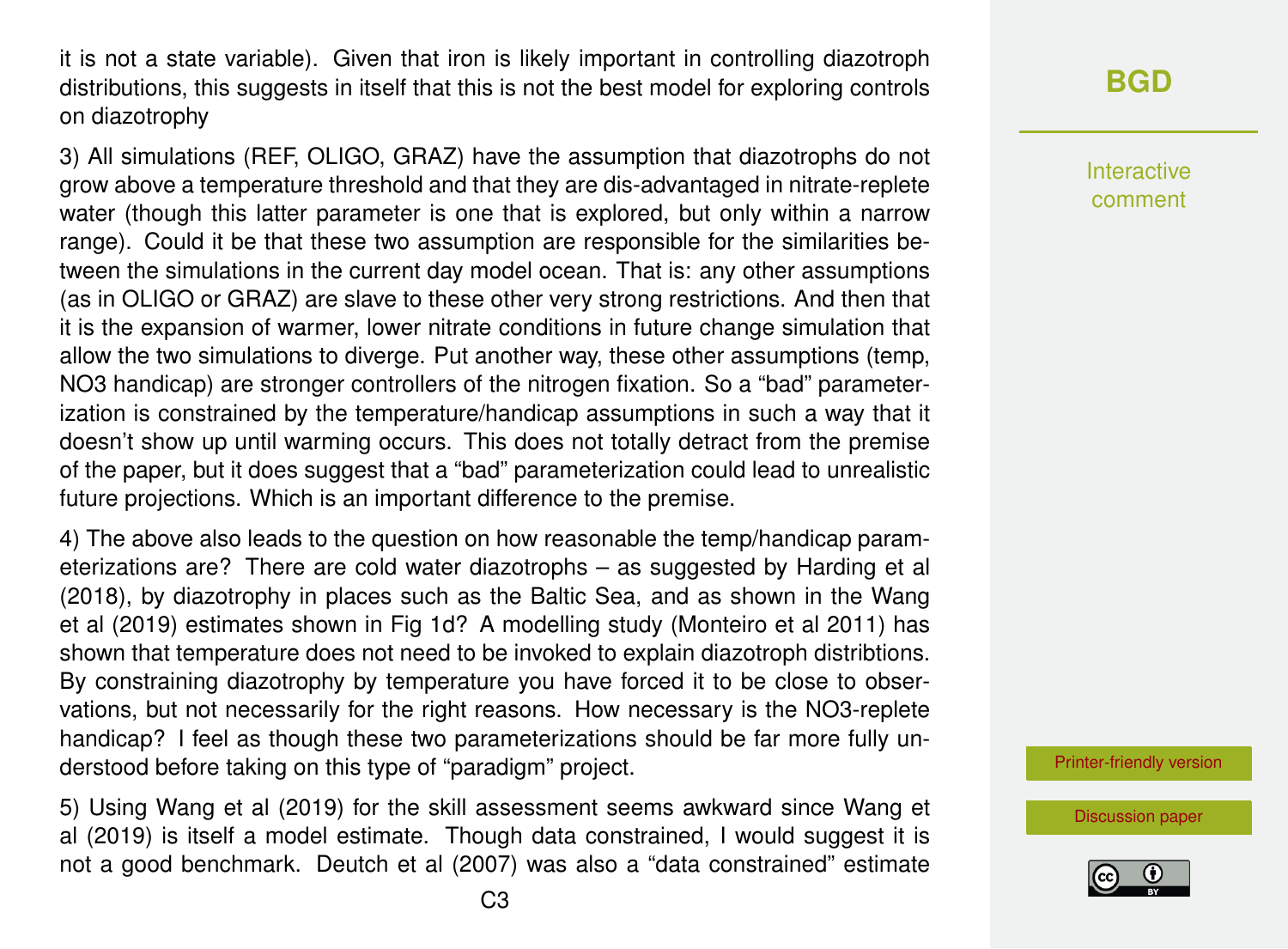it is not a state variable). Given that iron is likely important in controlling diazotroph distributions, this suggests in itself that this is not the best model for exploring controls on diazotrophy

3) All simulations (REF, OLIGO, GRAZ) have the assumption that diazotrophs do not grow above a temperature threshold and that they are dis-advantaged in nitrate-replete water (though this latter parameter is one that is explored, but only within a narrow range). Could it be that these two assumption are responsible for the similarities between the simulations in the current day model ocean. That is: any other assumptions (as in OLIGO or GRAZ) are slave to these other very strong restrictions. And then that it is the expansion of warmer, lower nitrate conditions in future change simulation that allow the two simulations to diverge. Put another way, these other assumptions (temp, NO3 handicap) are stronger controllers of the nitrogen fixation. So a "bad" parameterization is constrained by the temperature/handicap assumptions in such a way that it doesn't show up until warming occurs. This does not totally detract from the premise of the paper, but it does suggest that a "bad" parameterization could lead to unrealistic future projections. Which is an important difference to the premise.

4) The above also leads to the question on how reasonable the temp/handicap parameterizations are? There are cold water diazotrophs – as suggested by Harding et al (2018), by diazotrophy in places such as the Baltic Sea, and as shown in the Wang et al (2019) estimates shown in Fig 1d? A modelling study (Monteiro et al 2011) has shown that temperature does not need to be invoked to explain diazotroph distribtions. By constraining diazotrophy by temperature you have forced it to be close to observations, but not necessarily for the right reasons. How necessary is the NO3-replete handicap? I feel as though these two parameterizations should be far more fully understood before taking on this type of "paradigm" project.

5) Using Wang et al (2019) for the skill assessment seems awkward since Wang et al (2019) is itself a model estimate. Though data constrained, I would suggest it is not a good benchmark. Deutch et al (2007) was also a "data constrained" estimate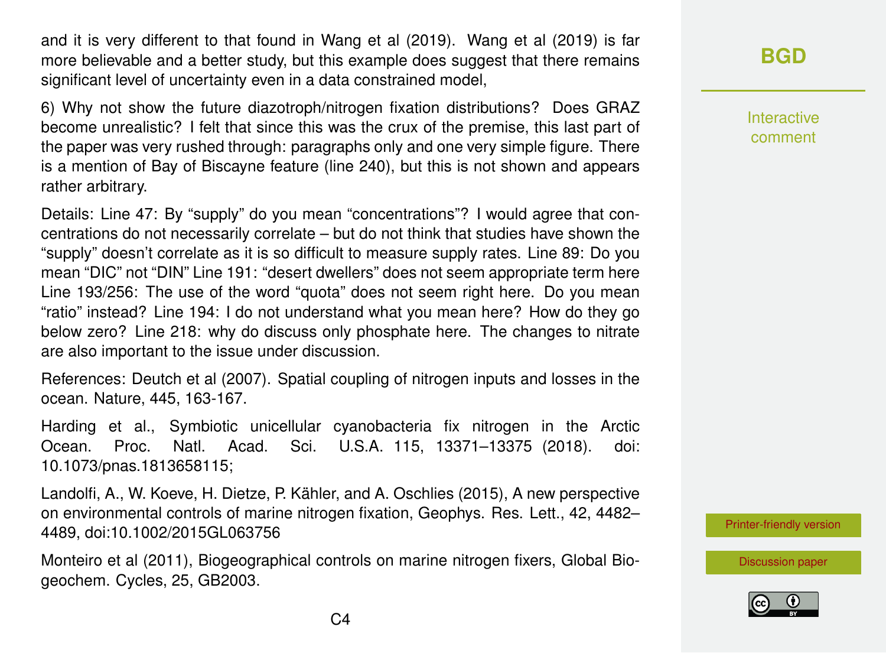and it is very different to that found in Wang et al (2019). Wang et al (2019) is far more believable and a better study, but this example does suggest that there remains significant level of uncertainty even in a data constrained model,

6) Why not show the future diazotroph/nitrogen fixation distributions? Does GRAZ become unrealistic? I felt that since this was the crux of the premise, this last part of the paper was very rushed through: paragraphs only and one very simple figure. There is a mention of Bay of Biscayne feature (line 240), but this is not shown and appears rather arbitrary.

Details: Line 47: By “supply” do you mean “concentrations”? I would agree that concentrations do not necessarily correlate – but do not think that studies have shown the “supply” doesn’t correlate as it is so difficult to measure supply rates. Line 89: Do you mean “DIC” not “DIN” Line 191: “desert dwellers” does not seem appropriate term here Line 193/256: The use of the word “quota” does not seem right here. Do you mean “ratio” instead? Line 194: I do not understand what you mean here? How do they go below zero? Line 218: why do discuss only phosphate here. The changes to nitrate are also important to the issue under discussion.

References: Deutch et al (2007). Spatial coupling of nitrogen inputs and losses in the ocean. Nature, 445, 163-167.

Harding et al., Symbiotic unicellular cyanobacteria fix nitrogen in the Arctic Ocean. Proc. Natl. Acad. Sci. U.S.A. 115, 13371–13375 (2018). doi: 10.1073/pnas.1813658115;

Landolfi, A., W. Koeve, H. Dietze, P. Kähler, and A. Oschlies (2015), A new perspective on environmental controls of marine nitrogen fixation, Geophys. Res. Lett., 42, 4482–4489, doi:10.1002/2015GL063756

Monteiro et al (2011), Biogeographical controls on marine nitrogen fixers, Global Biogeochem. Cycles, 25, GB2003.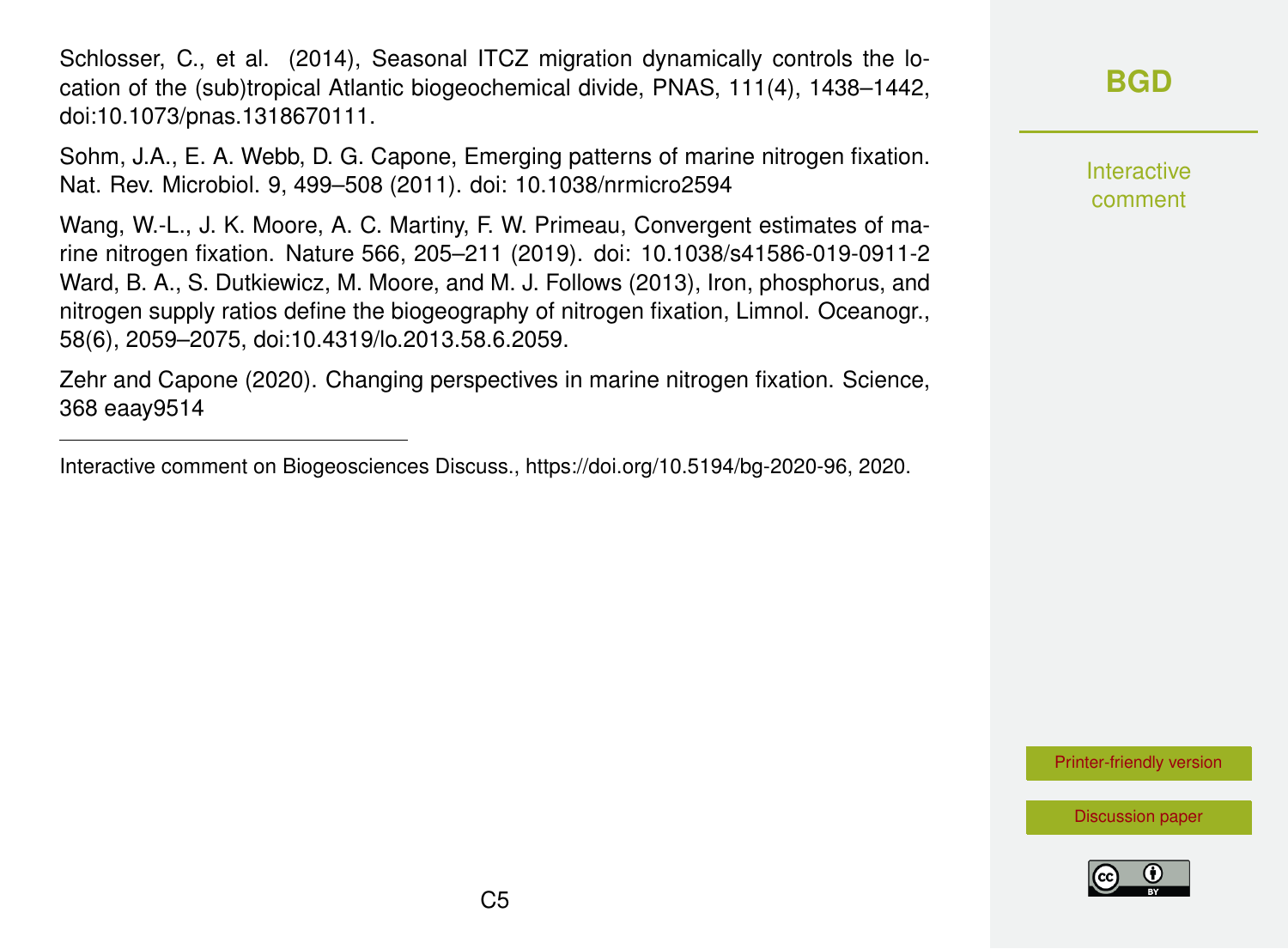Schlosser, C., et al. (2014), Seasonal ITCZ migration dynamically controls the location of the (sub)tropical Atlantic biogeochemical divide, PNAS, 111(4), 1438–1442, doi:10.1073/pnas.1318670111.

Sohm, J.A., E. A. Webb, D. G. Capone, Emerging patterns of marine nitrogen fixation. Nat. Rev. Microbiol. 9, 499–508 (2011). doi: 10.1038/nrmicro2594

Wang, W.-L., J. K. Moore, A. C. Martiny, F. W. Primeau, Convergent estimates of marine nitrogen fixation. Nature 566, 205–211 (2019). doi: 10.1038/s41586-019-0911-2
Ward, B. A., S. Dutkiewicz, M. Moore, and M. J. Follows (2013), Iron, phosphorus, and nitrogen supply ratios define the biogeography of nitrogen fixation, Limnol. Oceanogr., 58(6), 2059–2075, doi:10.4319/lo.2013.58.6.2059.

Zehr and Capone (2020). Changing perspectives in marine nitrogen fixation. Science, 368 eaay9514

---

Interactive comment on Biogeosciences Discuss., https://doi.org/10.5194/bg-2020-96, 2020.